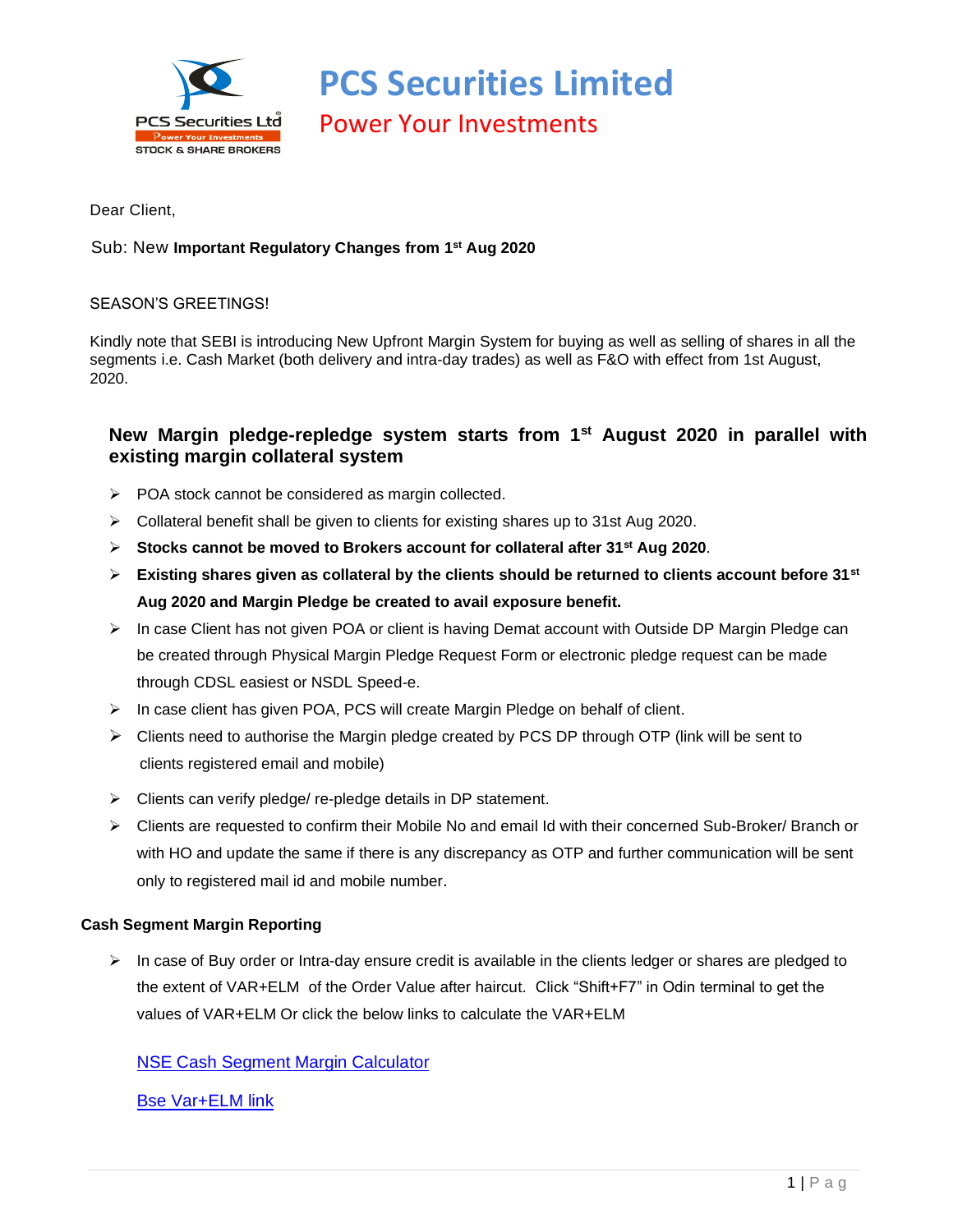# PCS Securities Limited

Power Your Investments

Dear Client,

Sub: New **Important Regulatory Changes from 1st Aug 2020**

SEASON'S GREETINGS!

Kindly note that SEBI is introducing New Upfront Margin System for buying as well as selling of shares in all the segments i.e. Cash Market (both delivery and intra-day trades) as well as F&O with effect from 1st August, 2020.

## New Margin pledge-repledge system starts from 1st August 2020 in parallel with existing margin collateral system

- POA stock cannot be considered as margin collected.
- Collateral benefit shall be given to clients for existing shares up to 31st Aug 2020.
- **Stocks cannot be moved to Brokers account for collateral after 31st Aug 2020**.
- **Existing shares given as collateral by the clients should be returned to clients account before 31st Aug 2020 and Margin Pledge be created to avail exposure benefit.**
- In case Client has not given POA or client is having Demat account with Outside DP Margin Pledge can be created through Physical Margin Pledge Request Form or electronic pledge request can be made through CDSL easiest or NSDL Speed-e.
- In case client has given POA, PCS will create Margin Pledge on behalf of client.
- Clients need to authorise the Margin pledge created by PCS DP through OTP (link will be sent to clients registered email and mobile)
- Clients can verify pledge/ re-pledge details in DP statement.
- Clients are requested to confirm their Mobile No and email Id with their concerned Sub-Broker/ Branch or with HO and update the same if there is any discrepancy as OTP and further communication will be sent only to registered mail id and mobile number.

### Cash Segment Margin Reporting

- In case of Buy order or Intra-day ensure credit is available in the clients ledger or shares are pledged to the extent of VAR+ELM of the Order Value after haircut. Click "Shift+F7" in Odin terminal to get the values of VAR+ELM Or click the below links to calculate the VAR+ELM

  NSE Cash Segment Margin Calculator

  Bse Var+ELM link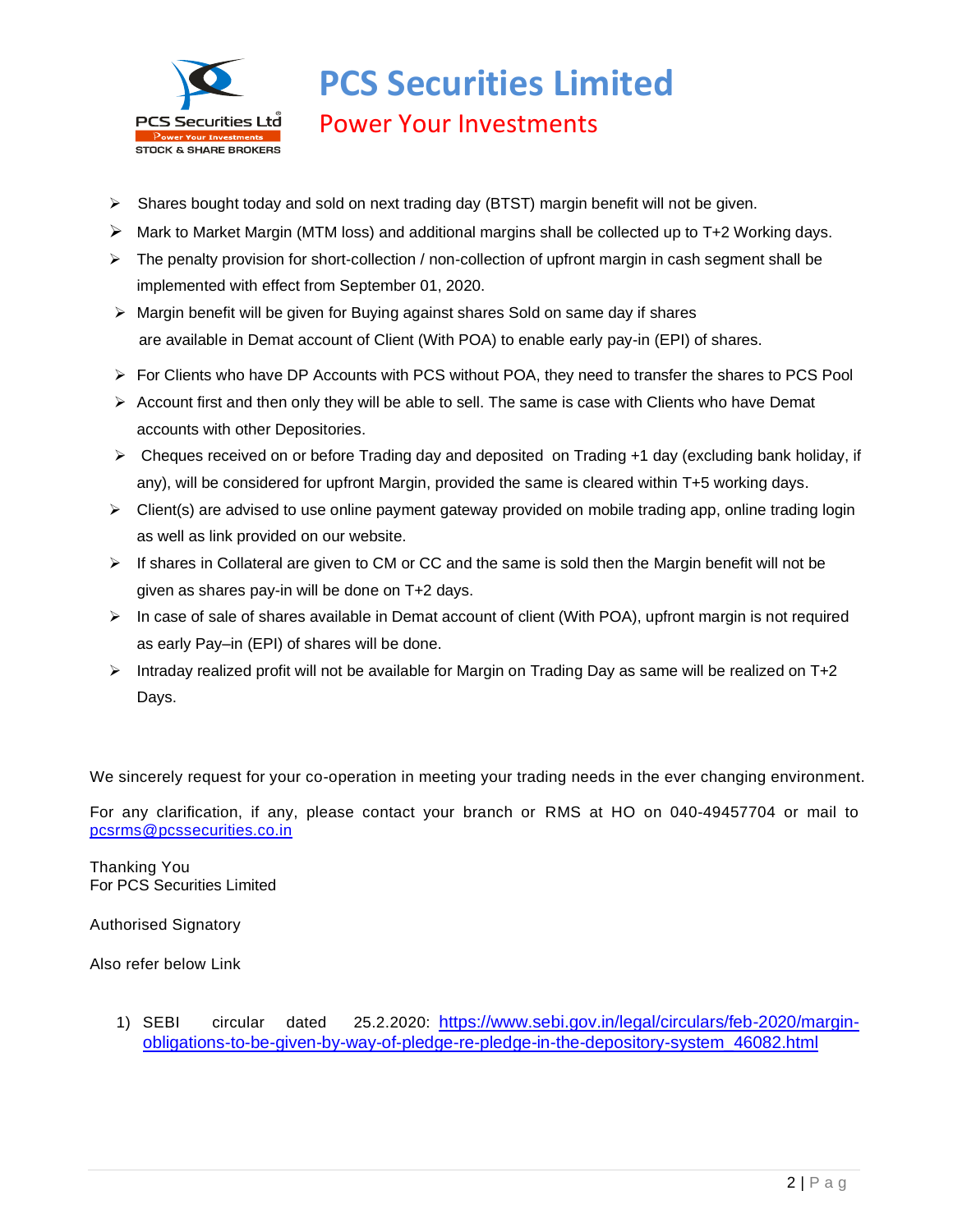# PCS Securities Limited

Power Your Investments

- Shares bought today and sold on next trading day (BTST) margin benefit will not be given.
- Mark to Market Margin (MTM loss) and additional margins shall be collected up to T+2 Working days.
- The penalty provision for short-collection / non-collection of upfront margin in cash segment shall be implemented with effect from September 01, 2020.
- Margin benefit will be given for Buying against shares Sold on same day if shares are available in Demat account of Client (With POA) to enable early pay-in (EPI) of shares.
- For Clients who have DP Accounts with PCS without POA, they need to transfer the shares to PCS Pool
- Account first and then only they will be able to sell. The same is case with Clients who have Demat accounts with other Depositories.
- Cheques received on or before Trading day and deposited on Trading +1 day (excluding bank holiday, if any), will be considered for upfront Margin, provided the same is cleared within T+5 working days.
- Client(s) are advised to use online payment gateway provided on mobile trading app, online trading login as well as link provided on our website.
- If shares in Collateral are given to CM or CC and the same is sold then the Margin benefit will not be given as shares pay-in will be done on T+2 days.
- In case of sale of shares available in Demat account of client (With POA), upfront margin is not required as early Pay–in (EPI) of shares will be done.
- Intraday realized profit will not be available for Margin on Trading Day as same will be realized on T+2 Days.

We sincerely request for your co-operation in meeting your trading needs in the ever changing environment.

For any clarification, if any, please contact your branch or RMS at HO on 040-49457704 or mail to pcsrms@pcssecurities.co.in

Thanking You
For PCS Securities Limited

Authorised Signatory

Also refer below Link

1) SEBI circular dated 25.2.2020: https://www.sebi.gov.in/legal/circulars/feb-2020/margin-obligations-to-be-given-by-way-of-pledge-re-pledge-in-the-depository-system_46082.html